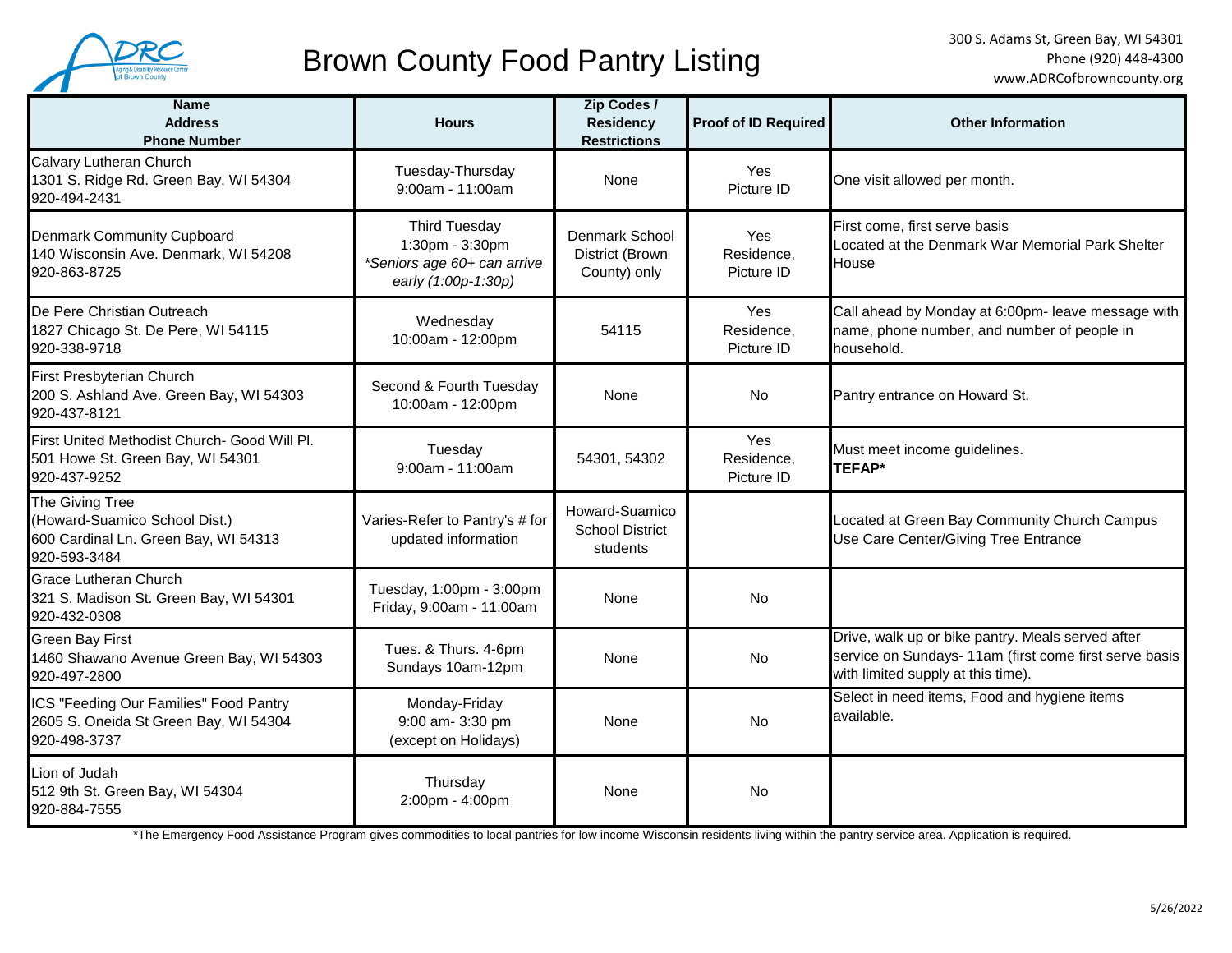# Brown County Food Pantry Listing

300 S. Adams St, Green Bay, WI 54301
Phone (920) 448-4300
www.ADRCofbrowncounty.org

| Name<br>Address<br>Phone Number | Hours | Zip Codes / Residency Restrictions | Proof of ID Required | Other Information |
|---|---|---|---|---|
| Calvary Lutheran Church<br>1301 S. Ridge Rd. Green Bay, WI 54304<br>920-494-2431 | Tuesday-Thursday<br>9:00am - 11:00am | None | Yes<br>Picture ID | One visit allowed per month. |
| Denmark Community Cupboard<br>140 Wisconsin Ave. Denmark, WI 54208<br>920-863-8725 | Third Tuesday<br>1:30pm - 3:30pm<br>*Seniors age 60+ can arrive early (1:00p-1:30p)* | Denmark School District (Brown County) only | Yes<br>Residence, Picture ID | First come, first serve basis<br>Located at the Denmark War Memorial Park Shelter House |
| De Pere Christian Outreach<br>1827 Chicago St. De Pere, WI 54115<br>920-338-9718 | Wednesday<br>10:00am - 12:00pm | 54115 | Yes<br>Residence, Picture ID | Call ahead by Monday at 6:00pm- leave message with name, phone number, and number of people in household. |
| First Presbyterian Church<br>200 S. Ashland Ave. Green Bay, WI 54303<br>920-437-8121 | Second & Fourth Tuesday<br>10:00am - 12:00pm | None | No | Pantry entrance on Howard St. |
| First United Methodist Church- Good Will Pl.<br>501 Howe St. Green Bay, WI 54301<br>920-437-9252 | Tuesday<br>9:00am - 11:00am | 54301, 54302 | Yes<br>Residence, Picture ID | Must meet income guidelines.<br>**TEFAP*** |
| The Giving Tree<br>(Howard-Suamico School Dist.)<br>600 Cardinal Ln. Green Bay, WI 54313<br>920-593-3484 | Varies-Refer to Pantry's # for updated information | Howard-Suamico School District students | | Located at Green Bay Community Church Campus<br>Use Care Center/Giving Tree Entrance |
| Grace Lutheran Church<br>321 S. Madison St. Green Bay, WI 54301<br>920-432-0308 | Tuesday, 1:00pm - 3:00pm<br>Friday, 9:00am - 11:00am | None | No | |
| Green Bay First<br>1460 Shawano Avenue Green Bay, WI 54303<br>920-497-2800 | Tues. & Thurs. 4-6pm<br>Sundays 10am-12pm | None | No | Drive, walk up or bike pantry. Meals served after service on Sundays- 11am (first come first serve basis with limited supply at this time). |
| ICS "Feeding Our Families" Food Pantry<br>2605 S. Oneida St Green Bay, WI 54304<br>920-498-3737 | Monday-Friday<br>9:00 am- 3:30 pm<br>(except on Holidays) | None | No | Select in need items, Food and hygiene items available. |
| Lion of Judah<br>512 9th St. Green Bay, WI 54304<br>920-884-7555 | Thursday<br>2:00pm - 4:00pm | None | No | |

*The Emergency Food Assistance Program gives commodities to local pantries for low income Wisconsin residents living within the pantry service area. Application is required.

5/26/2022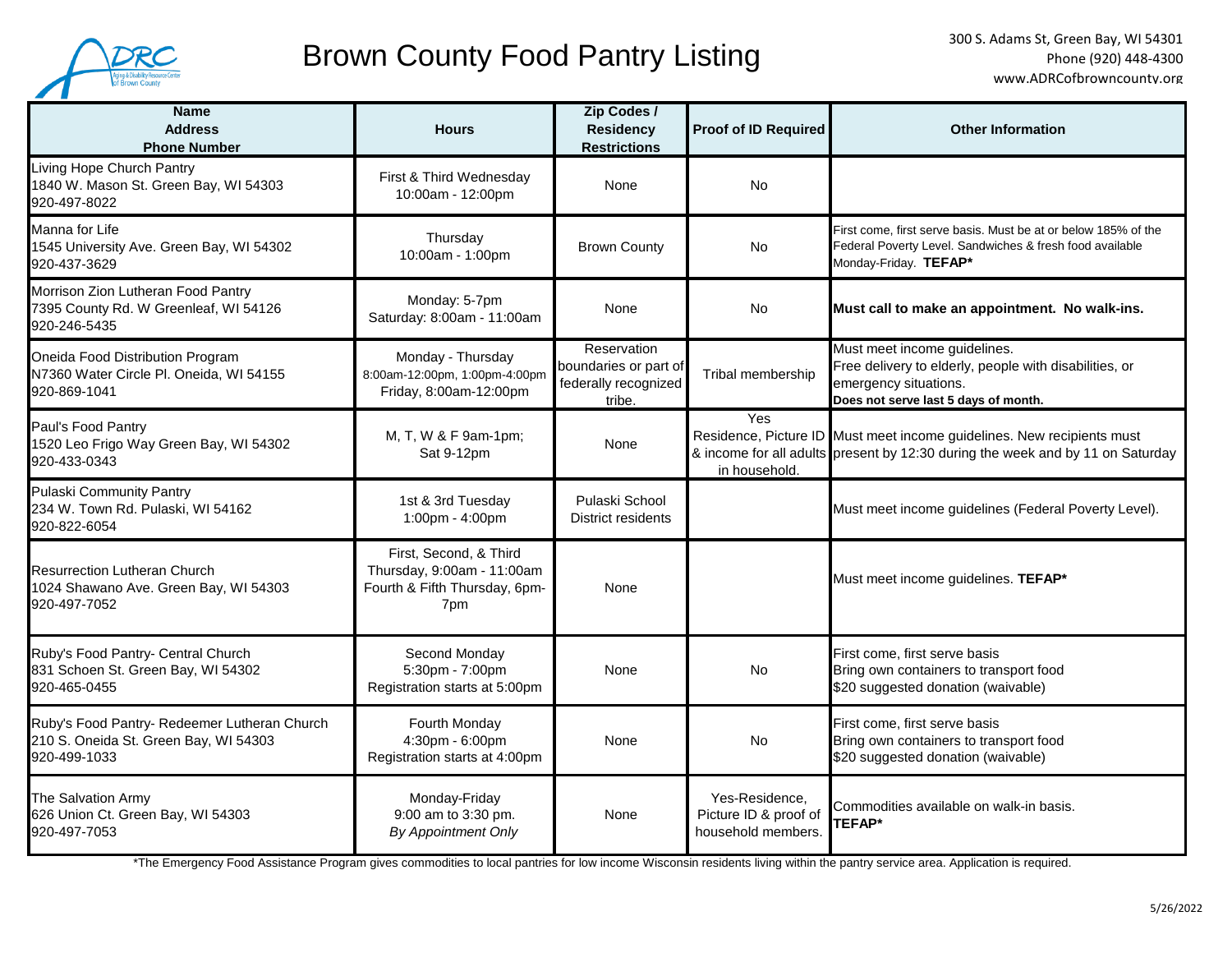# Brown County Food Pantry Listing

300 S. Adams St, Green Bay, WI 54301
Phone (920) 448-4300
www.ADRCofbrowncounty.org

| Name<br>Address<br>Phone Number | Hours | Zip Codes / Residency Restrictions | Proof of ID Required | Other Information |
|---|---|---|---|---|
| Living Hope Church Pantry<br>1840 W. Mason St. Green Bay, WI 54303<br>920-497-8022 | First & Third Wednesday<br>10:00am - 12:00pm | None | No | |
| Manna for Life<br>1545 University Ave. Green Bay, WI 54302<br>920-437-3629 | Thursday<br>10:00am - 1:00pm | Brown County | No | First come, first serve basis. Must be at or below 185% of the Federal Poverty Level. Sandwiches & fresh food available Monday-Friday. **TEFAP*** |
| Morrison Zion Lutheran Food Pantry<br>7395 County Rd. W Greenleaf, WI 54126<br>920-246-5435 | Monday: 5-7pm<br>Saturday: 8:00am - 11:00am | None | No | **Must call to make an appointment. No walk-ins.** |
| Oneida Food Distribution Program<br>N7360 Water Circle Pl. Oneida, WI 54155<br>920-869-1041 | Monday - Thursday<br>8:00am-12:00pm, 1:00pm-4:00pm<br>Friday, 8:00am-12:00pm | Reservation boundaries or part of federally recognized tribe. | Tribal membership | Must meet income guidelines.<br>Free delivery to elderly, people with disabilities, or emergency situations.<br>**Does not serve last 5 days of month.** |
| Paul's Food Pantry<br>1520 Leo Frigo Way Green Bay, WI 54302<br>920-433-0343 | M, T, W & F 9am-1pm;<br>Sat 9-12pm | None | Yes<br>Residence, Picture ID & income for all adults in household. | Must meet income guidelines. New recipients must present by 12:30 during the week and by 11 on Saturday |
| Pulaski Community Pantry<br>234 W. Town Rd. Pulaski, WI 54162<br>920-822-6054 | 1st & 3rd Tuesday<br>1:00pm - 4:00pm | Pulaski School District residents | | Must meet income guidelines (Federal Poverty Level). |
| Resurrection Lutheran Church<br>1024 Shawano Ave. Green Bay, WI 54303<br>920-497-7052 | First, Second, & Third Thursday, 9:00am - 11:00am<br>Fourth & Fifth Thursday, 6pm-7pm | None | | Must meet income guidelines. **TEFAP*** |
| Ruby's Food Pantry- Central Church<br>831 Schoen St. Green Bay, WI 54302<br>920-465-0455 | Second Monday<br>5:30pm - 7:00pm<br>Registration starts at 5:00pm | None | No | First come, first serve basis<br>Bring own containers to transport food<br>$20 suggested donation (waivable) |
| Ruby's Food Pantry- Redeemer Lutheran Church<br>210 S. Oneida St. Green Bay, WI 54303<br>920-499-1033 | Fourth Monday<br>4:30pm - 6:00pm<br>Registration starts at 4:00pm | None | No | First come, first serve basis<br>Bring own containers to transport food<br>$20 suggested donation (waivable) |
| The Salvation Army<br>626 Union Ct. Green Bay, WI 54303<br>920-497-7053 | Monday-Friday<br>9:00 am to 3:30 pm.<br>*By Appointment Only* | None | Yes-Residence, Picture ID & proof of household members. | Commodities available on walk-in basis.<br>**TEFAP*** |

*The Emergency Food Assistance Program gives commodities to local pantries for low income Wisconsin residents living within the pantry service area. Application is required.

5/26/2022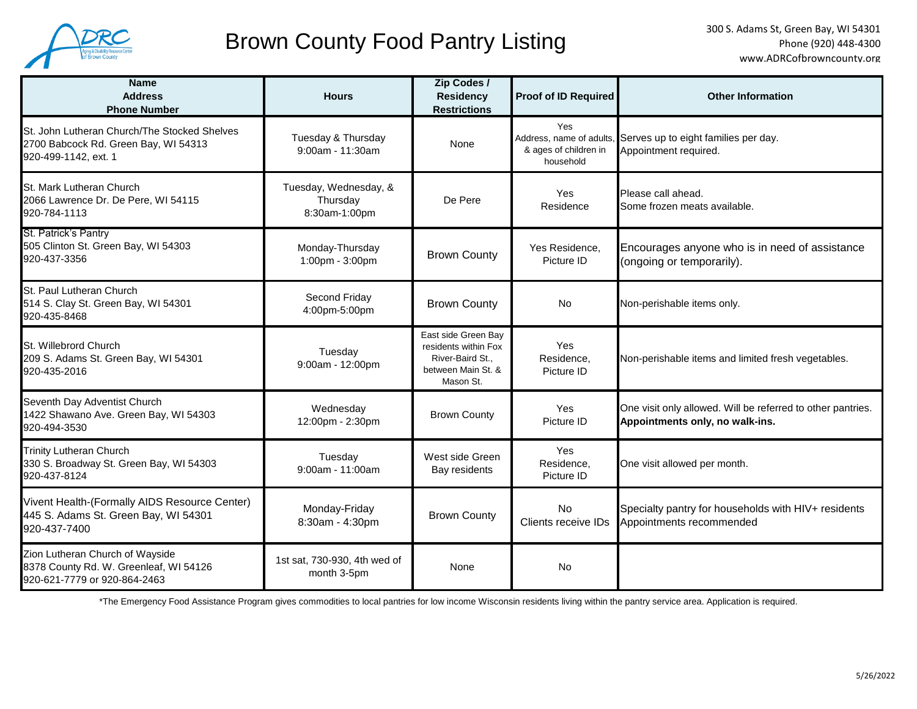# Brown County Food Pantry Listing

300 S. Adams St, Green Bay, WI 54301
Phone (920) 448-4300
www.ADRCofbrowncounty.org

| Name<br>Address<br>Phone Number | Hours | Zip Codes / Residency Restrictions | Proof of ID Required | Other Information |
|---|---|---|---|---|
| St. John Lutheran Church/The Stocked Shelves<br>2700 Babcock Rd. Green Bay, WI 54313<br>920-499-1142, ext. 1 | Tuesday & Thursday<br>9:00am - 11:30am | None | Yes<br>Address, name of adults, & ages of children in household | Serves up to eight families per day.<br>Appointment required. |
| St. Mark Lutheran Church<br>2066 Lawrence Dr. De Pere, WI 54115<br>920-784-1113 | Tuesday, Wednesday, & Thursday<br>8:30am-1:00pm | De Pere | Yes<br>Residence | Please call ahead.<br>Some frozen meats available. |
| St. Patrick's Pantry<br>505 Clinton St. Green Bay, WI 54303<br>920-437-3356 | Monday-Thursday<br>1:00pm - 3:00pm | Brown County | Yes Residence, Picture ID | Encourages anyone who is in need of assistance (ongoing or temporarily). |
| St. Paul Lutheran Church<br>514 S. Clay St. Green Bay, WI 54301<br>920-435-8468 | Second Friday<br>4:00pm-5:00pm | Brown County | No | Non-perishable items only. |
| St. Willebrord Church<br>209 S. Adams St. Green Bay, WI 54301<br>920-435-2016 | Tuesday<br>9:00am - 12:00pm | East side Green Bay residents within Fox River-Baird St., between Main St. & Mason St. | Yes<br>Residence, Picture ID | Non-perishable items and limited fresh vegetables. |
| Seventh Day Adventist Church<br>1422 Shawano Ave. Green Bay, WI 54303<br>920-494-3530 | Wednesday<br>12:00pm - 2:30pm | Brown County | Yes<br>Picture ID | One visit only allowed. Will be referred to other pantries.<br>**Appointments only, no walk-ins.** |
| Trinity Lutheran Church<br>330 S. Broadway St. Green Bay, WI 54303<br>920-437-8124 | Tuesday<br>9:00am - 11:00am | West side Green Bay residents | Yes<br>Residence, Picture ID | One visit allowed per month. |
| Vivent Health-(Formally AIDS Resource Center)<br>445 S. Adams St. Green Bay, WI 54301<br>920-437-7400 | Monday-Friday<br>8:30am - 4:30pm | Brown County | No<br>Clients receive IDs | Specialty pantry for households with HIV+ residents<br>Appointments recommended |
| Zion Lutheran Church of Wayside<br>8378 County Rd. W. Greenleaf, WI 54126<br>920-621-7779 or 920-864-2463 | 1st sat, 730-930, 4th wed of month 3-5pm | None | No | |

*The Emergency Food Assistance Program gives commodities to local pantries for low income Wisconsin residents living within the pantry service area. Application is required.

5/26/2022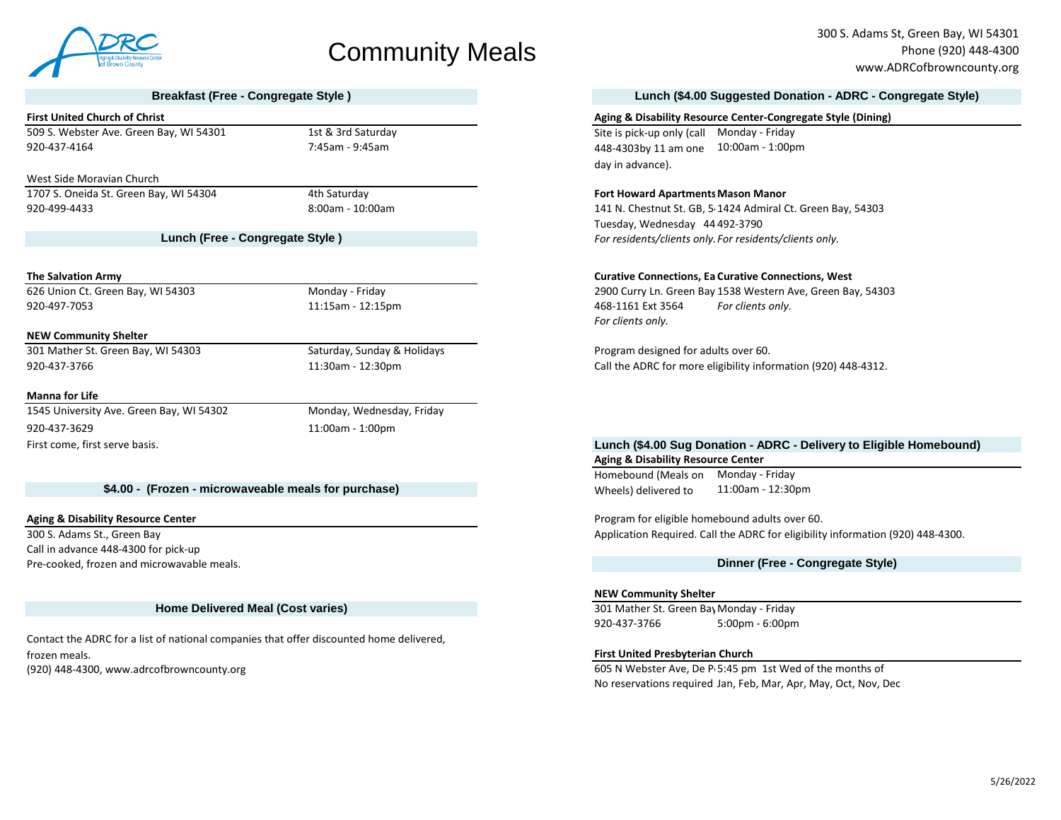# Community Meals

300 S. Adams St, Green Bay, WI 54301
Phone (920) 448-4300
www.ADRCofbrowncounty.org

## Breakfast (Free - Congregate Style )

**First United Church of Christ**

| | |
|---|---|
| 509 S. Webster Ave. Green Bay, WI 54301 | 1st & 3rd Saturday |
| 920-437-4164 | 7:45am - 9:45am |

West Side Moravian Church

| | |
|---|---|
| 1707 S. Oneida St. Green Bay, WI 54304 | 4th Saturday |
| 920-499-4433 | 8:00am - 10:00am |

## Lunch (Free - Congregate Style )

**The Salvation Army**

| | |
|---|---|
| 626 Union Ct. Green Bay, WI 54303 | Monday - Friday |
| 920-497-7053 | 11:15am - 12:15pm |

**NEW Community Shelter**

| | |
|---|---|
| 301 Mather St. Green Bay, WI 54303 | Saturday, Sunday & Holidays |
| 920-437-3766 | 11:30am - 12:30pm |

**Manna for Life**

| | |
|---|---|
| 1545 University Ave. Green Bay, WI 54302 | Monday, Wednesday, Friday |
| 920-437-3629 | 11:00am - 1:00pm |

First come, first serve basis.

## $4.00 - (Frozen - microwaveable meals for purchase)

**Aging & Disability Resource Center**

300 S. Adams St., Green Bay
Call in advance 448-4300 for pick-up
Pre-cooked, frozen and microwavable meals.

## Home Delivered Meal (Cost varies)

Contact the ADRC for a list of national companies that offer discounted home delivered, frozen meals.
(920) 448-4300, www.adrcofbrowncounty.org

## Lunch ($4.00 Suggested Donation - ADRC - Congregate Style)

**Aging & Disability Resource Center-Congregate Style (Dining)**

| | |
|---|---|
| Site is pick-up only (call 448-4303by 11 am one day in advance). | Monday - Friday 10:00am - 1:00pm |

| **Fort Howard Apartments** | **Mason Manor** |
|---|---|
| 141 N. Chestnut St. GB, 5 | 1424 Admiral Ct. Green Bay, 54303 |
| Tuesday, Wednesday 44 | 492-3790 |
| *For residents/clients only.* | *For residents/clients only.* |

| **Curative Connections, Ea** | **Curative Connections, West** |
|---|---|
| 2900 Curry Ln. Green Bay | 1538 Western Ave, Green Bay, 54303 |
| 468-1161 Ext 3564 | *For clients only.* |
| *For clients only.* | |

Program designed for adults over 60.
Call the ADRC for more eligibility information (920) 448-4312.

## Lunch ($4.00 Sug Donation - ADRC - Delivery to Eligible Homebound)

**Aging & Disability Resource Center**

| | |
|---|---|
| Homebound (Meals on Wheels) delivered to | Monday - Friday 11:00am - 12:30pm |

Program for eligible homebound adults over 60.
Application Required. Call the ADRC for eligibility information (920) 448-4300.

## Dinner (Free - Congregate Style)

**NEW Community Shelter**

| | |
|---|---|
| 301 Mather St. Green Bay | Monday - Friday |
| 920-437-3766 | 5:00pm - 6:00pm |

**First United Presbyterian Church**

| | |
|---|---|
| 605 N Webster Ave, De P | 5:45 pm 1st Wed of the months of |
| No reservations required | Jan, Feb, Mar, Apr, May, Oct, Nov, Dec |

5/26/2022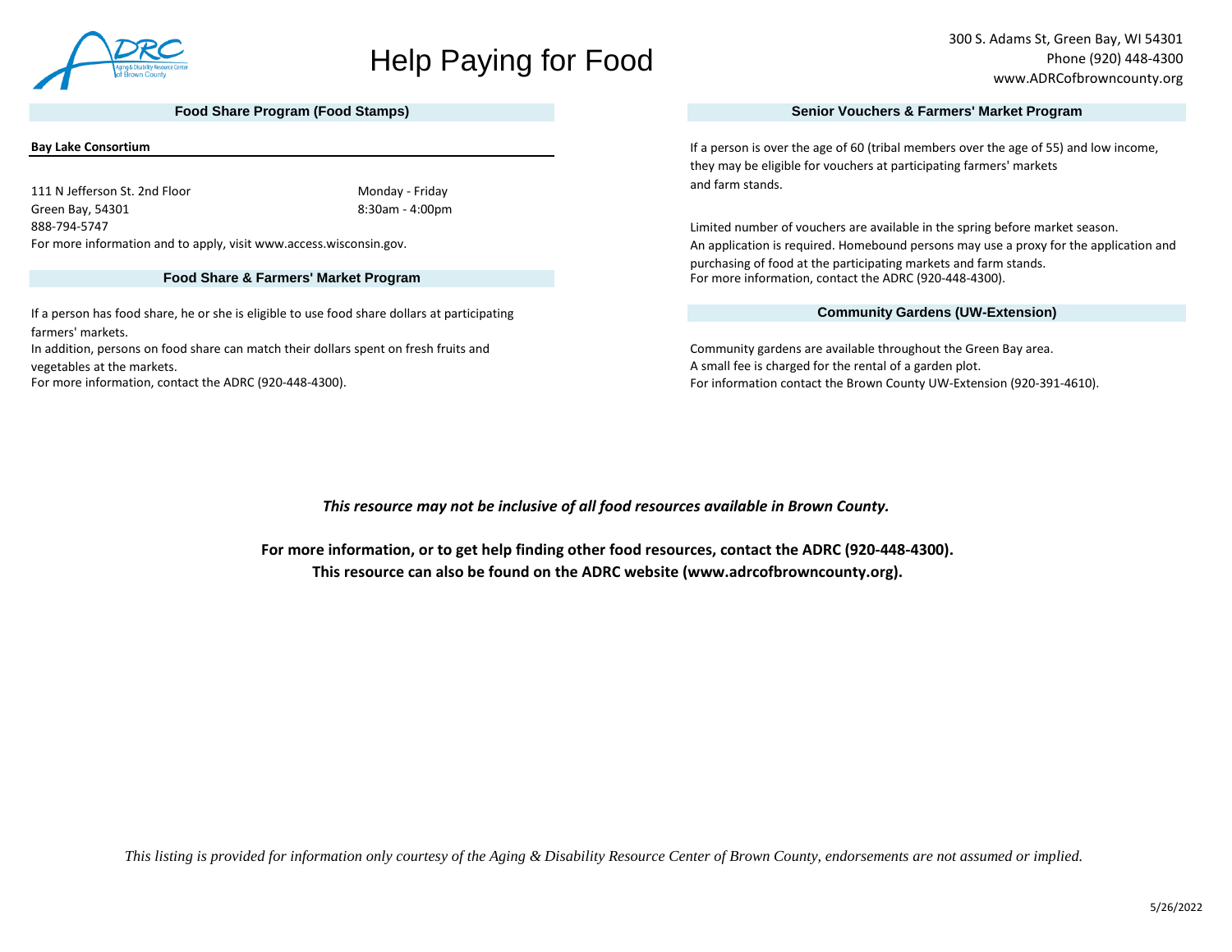# Help Paying for Food

300 S. Adams St, Green Bay, WI 54301
Phone (920) 448-4300
www.ADRCofbrowncounty.org

## Food Share Program (Food Stamps)

**Bay Lake Consortium**

111 N Jefferson St. 2nd Floor
Green Bay, 54301
888-794-5747

Monday - Friday
8:30am - 4:00pm

For more information and to apply, visit www.access.wisconsin.gov.

## Food Share & Farmers' Market Program

If a person has food share, he or she is eligible to use food share dollars at participating farmers' markets.
In addition, persons on food share can match their dollars spent on fresh fruits and vegetables at the markets.
For more information, contact the ADRC (920-448-4300).

## Senior Vouchers & Farmers' Market Program

If a person is over the age of 60 (tribal members over the age of 55) and low income, they may be eligible for vouchers at participating farmers' markets and farm stands.

Limited number of vouchers are available in the spring before market season.
An application is required. Homebound persons may use a proxy for the application and purchasing of food at the participating markets and farm stands.
For more information, contact the ADRC (920-448-4300).

## Community Gardens (UW-Extension)

Community gardens are available throughout the Green Bay area.
A small fee is charged for the rental of a garden plot.
For information contact the Brown County UW-Extension (920-391-4610).

***This resource may not be inclusive of all food resources available in Brown County.***

**For more information, or to get help finding other food resources, contact the ADRC (920-448-4300).**
**This resource can also be found on the ADRC website (www.adrcofbrowncounty.org).**

*This listing is provided for information only courtesy of the Aging & Disability Resource Center of Brown County, endorsements are not assumed or implied.*

5/26/2022